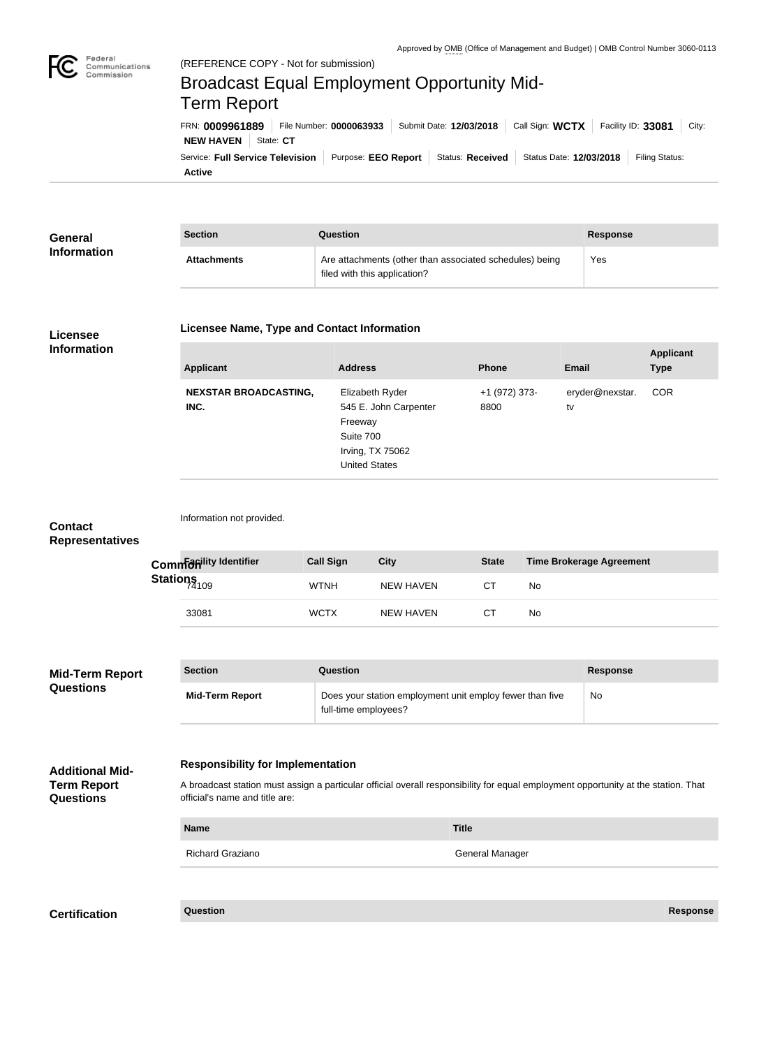Approved by OMB (Office of Management and Budget) | OMB Control Number 3060-0113

Federal Communications Commission

(REFERENCE COPY - Not for submission)

# Broadcast Equal Employment Opportunity Mid-Term Report

FRN: **0009961889** | File Number: **0000063933** | Submit Date: **12/03/2018** | Call Sign: **WCTX** | Facility ID: **33081** | City: **NEW HAVEN** | State: **CT**

Service: **Full Service Television** | Purpose: **EEO Report** | Status: **Received** | Status Date: **12/03/2018** | Filing Status: **Active**

## General Information

| Section | Question | Response |
|---|---|---|
| **Attachments** | Are attachments (other than associated schedules) being filed with this application? | Yes |

## Licensee Information

### Licensee Name, Type and Contact Information

| Applicant | Address | Phone | Email | Applicant Type |
|---|---|---|---|---|
| **NEXSTAR BROADCASTING, INC.** | Elizabeth Ryder<br>545 E. John Carpenter Freeway<br>Suite 700<br>Irving, TX 75062<br>United States | +1 (972) 373-8800 | eryder@nexstar.tv | COR |

## Contact Representatives

Information not provided.

## Common Stations

| Facility Identifier | Call Sign | City | State | Time Brokerage Agreement |
|---|---|---|---|---|
| 74109 | WTNH | NEW HAVEN | CT | No |
| 33081 | WCTX | NEW HAVEN | CT | No |

## Mid-Term Report Questions

| Section | Question | Response |
|---|---|---|
| **Mid-Term Report** | Does your station employment unit employ fewer than five full-time employees? | No |

## Additional Mid-Term Report Questions

### Responsibility for Implementation

A broadcast station must assign a particular official overall responsibility for equal employment opportunity at the station. That official's name and title are:

| Name | Title |
|---|---|
| Richard Graziano | General Manager |

## Certification

| Question | Response |
|---|---|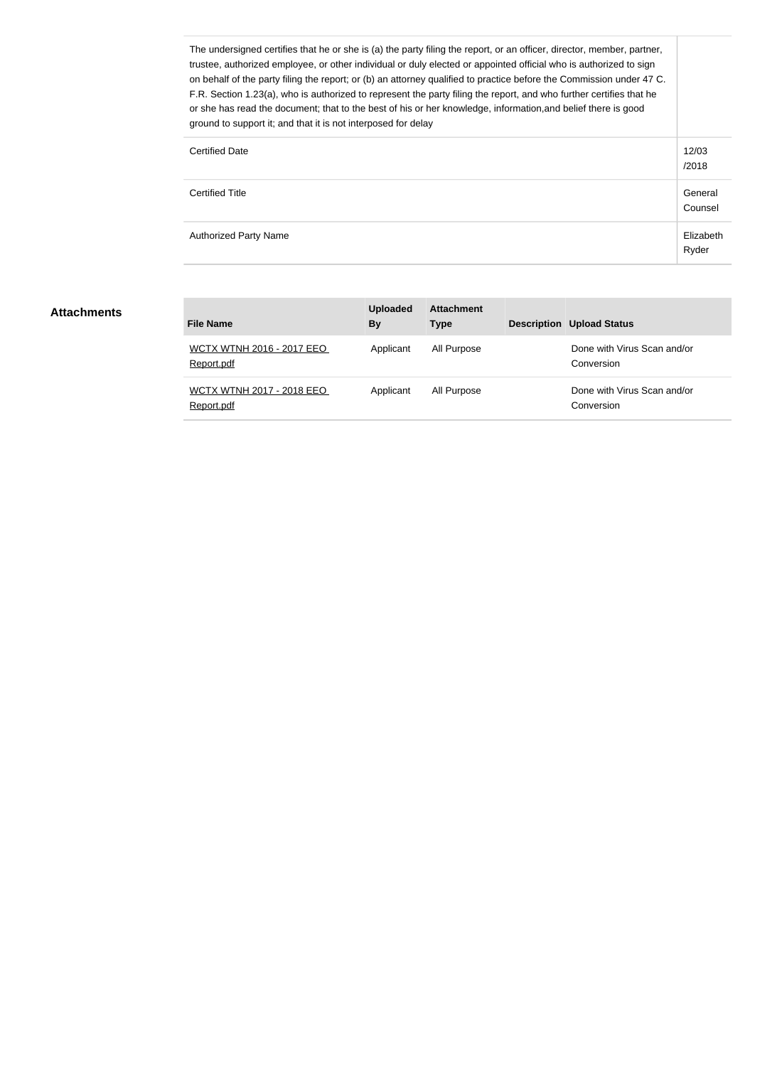| | |
|---|---|
| The undersigned certifies that he or she is (a) the party filing the report, or an officer, director, member, partner, trustee, authorized employee, or other individual or duly elected or appointed official who is authorized to sign on behalf of the party filing the report; or (b) an attorney qualified to practice before the Commission under 47 C.F.R. Section 1.23(a), who is authorized to represent the party filing the report, and who further certifies that he or she has read the document; that to the best of his or her knowledge, information,and belief there is good ground to support it; and that it is not interposed for delay | |
| Certified Date | 12/03/2018 |
| Certified Title | General Counsel |
| Authorized Party Name | Elizabeth Ryder |

## Attachments

| File Name | Uploaded By | Attachment Type | Description | Upload Status |
|---|---|---|---|---|
| WCTX WTNH 2016 - 2017 EEO Report.pdf | Applicant | All Purpose | | Done with Virus Scan and/or Conversion |
| WCTX WTNH 2017 - 2018 EEO Report.pdf | Applicant | All Purpose | | Done with Virus Scan and/or Conversion |